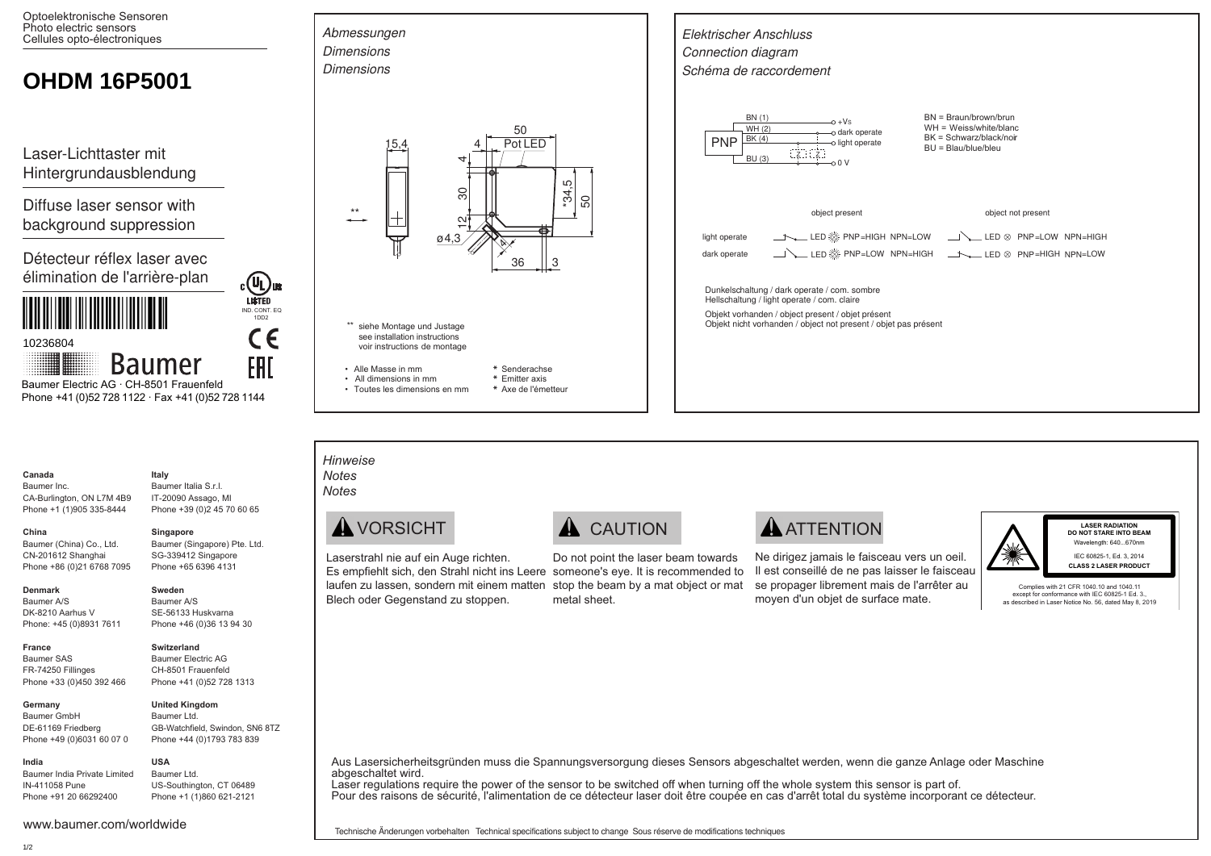Optoelektronische Sensoren
Photo electric sensors
Cellules opto-électroniques

# OHDM 16P5001

Laser-Lichttaster mit Hintergrundausblendung

Diffuse laser sensor with background suppression

Détecteur réflex laser avec élimination de l'arrière-plan

10236804

Baumer

Baumer Electric AG · CH-8501 Frauenfeld
Phone +41 (0)52 728 1122 · Fax +41 (0)52 728 1144

IND. CONT. EQ 1DD2

## *Abmessungen / Dimensions / Dimensions*

15,4 · 50 · 4 · Pot LED · 4 · 30 · 12 · *34,5 · 50 · ø4,3 · 4 · 36 · 3 · **

** siehe Montage und Justage
see installation instructions
voir instructions de montage

- Alle Masse in mm
- All dimensions in mm
- Toutes les dimensions en mm

\* Senderachse
\* Emitter axis
\* Axe de l'émetteur

## *Elektrischer Anschluss / Connection diagram / Schéma de raccordement*

PNP
BN (1) — +Vs
WH (2) — dark operate
BK (4) — light operate
BU (3) — 0 V

BN = Braun/brown/brun
WH = Weiss/white/blanc
BK = Schwarz/black/noir
BU = Blau/blue/bleu

| | object present | object not present |
|---|---|---|
| light operate | LED PNP=HIGH NPN=LOW | LED ⊗ PNP=LOW NPN=HIGH |
| dark operate | LED PNP=LOW NPN=HIGH | LED ⊗ PNP=HIGH NPN=LOW |

Dunkelschaltung / dark operate / com. sombre
Hellschaltung / light operate / com. claire

Objekt vorhanden / object present / objet présent
Objekt nicht vorhanden / object not present / objet pas présent

## *Hinweise / Notes / Notes*

**VORSICHT**

Laserstrahl nie auf ein Auge richten. Es empfiehlt sich, den Strahl nicht ins Leere laufen zu lassen, sondern mit einem matten Blech oder Gegenstand zu stoppen.

**CAUTION**

Do not point the laser beam towards someone's eye. It is recommended to stop the beam by a mat object or mat metal sheet.

**ATTENTION**

Ne dirigez jamais le faisceau vers un oeil. Il est conseillé de ne pas laisser le faisceau se propager librement mais de l'arrêter au moyen d'un objet de surface mate.

**LASER RADIATION**
**DO NOT STARE INTO BEAM**
Wavelength: 640...670nm
IEC 60825-1, Ed. 3, 2014
**CLASS 2 LASER PRODUCT**

Complies with 21 CFR 1040.10 and 1040.11 except for conformance with IEC 60825-1 Ed. 3., as described in Laser Notice No. 56, dated May 8, 2019

Aus Lasersicherheitsgründen muss die Spannungsversorgung dieses Sensors abgeschaltet werden, wenn die ganze Anlage oder Maschine abgeschaltet wird.
Laser regulations require the power of the sensor to be switched off when turning off the whole system this sensor is part of.
Pour des raisons de sécurité, l'alimentation de ce détecteur laser doit être coupée en cas d'arrêt total du système incorporant ce détecteur.

Technische Änderungen vorbehalten Technical specifications subject to change Sous réserve de modifications techniques

**Canada**
Baumer Inc.
CA-Burlington, ON L7M 4B9
Phone +1 (1)905 335-8444

**China**
Baumer (China) Co., Ltd.
CN-201612 Shanghai
Phone +86 (0)21 6768 7095

**Denmark**
Baumer A/S
DK-8210 Aarhus V
Phone: +45 (0)8931 7611

**France**
Baumer SAS
FR-74250 Fillinges
Phone +33 (0)450 392 466

**Germany**
Baumer GmbH
DE-61169 Friedberg
Phone +49 (0)6031 60 07 0

**India**
Baumer India Private Limited
IN-411058 Pune
Phone +91 20 66292400

**Italy**
Baumer Italia S.r.l.
IT-20090 Assago, MI
Phone +39 (0)2 45 70 60 65

**Singapore**
Baumer (Singapore) Pte. Ltd.
SG-339412 Singapore
Phone +65 6396 4131

**Sweden**
Baumer A/S
SE-56133 Huskvarna
Phone +46 (0)36 13 94 30

**Switzerland**
Baumer Electric AG
CH-8501 Frauenfeld
Phone +41 (0)52 728 1313

**United Kingdom**
Baumer Ltd.
GB-Watchfield, Swindon, SN6 8TZ
Phone +44 (0)1793 783 839

**USA**
Baumer Ltd.
US-Southington, CT 06489
Phone +1 (1)860 621-2121

www.baumer.com/worldwide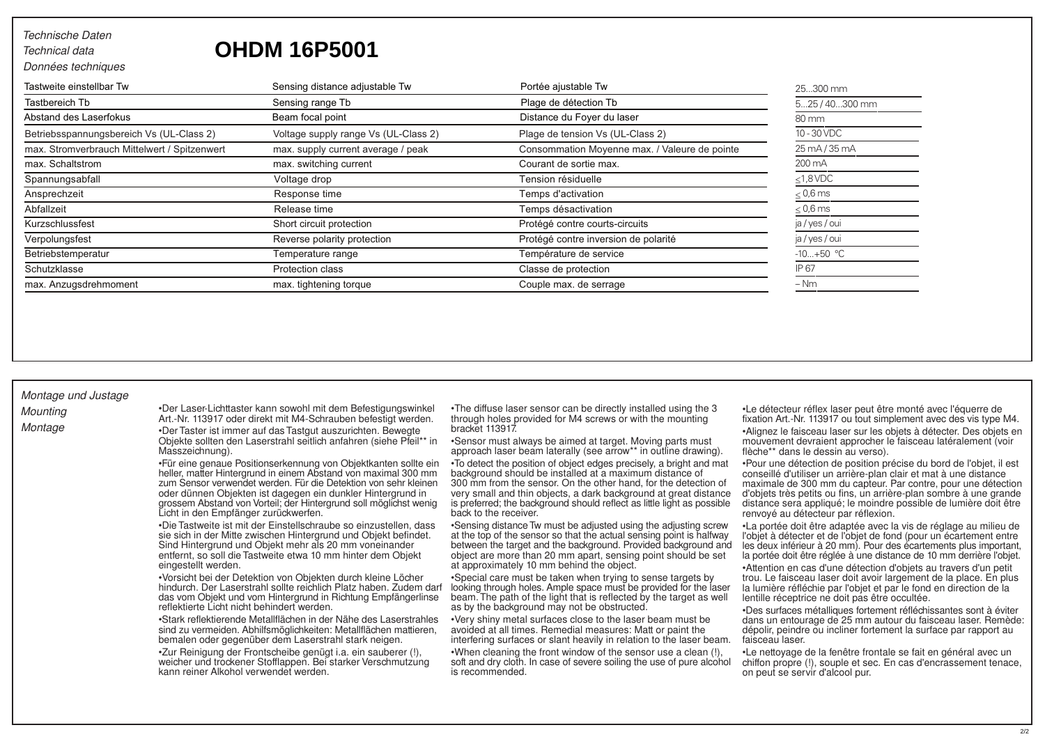*Technische Daten*
*Technical data*
*Données techniques*

# OHDM 16P5001

| | | | |
|---|---|---|---|
| Tastweite einstellbar Tw | Sensing distance adjustable Tw | Portée ajustable Tw | 25...300 mm |
| Tastbereich Tb | Sensing range Tb | Plage de détection Tb | 5...25 / 40...300 mm |
| Abstand des Laserfokus | Beam focal point | Distance du Foyer du laser | 80 mm |
| Betriebsspannungsbereich Vs (UL-Class 2) | Voltage supply range Vs (UL-Class 2) | Plage de tension Vs (UL-Class 2) | 10 - 30 VDC |
| max. Stromverbrauch Mittelwert / Spitzenwert | max. supply current average / peak | Consommation Moyenne max. / Valeure de pointe | 25 mA / 35 mA |
| max. Schaltstrom | max. switching current | Courant de sortie max. | 200 mA |
| Spannungsabfall | Voltage drop | Tension résiduelle | ≤1,8 VDC |
| Ansprechzeit | Response time | Temps d'activation | ≤ 0,6 ms |
| Abfallzeit | Release time | Temps désactivation | ≤ 0,6 ms |
| Kurzschlussfest | Short circuit protection | Protégé contre courts-circuits | ja / yes / oui |
| Verpolungsfest | Reverse polarity protection | Protégé contre inversion de polarité | ja / yes / oui |
| Betriebstemperatur | Temperature range | Température de service | -10...+50 °C |
| Schutzklasse | Protection class | Classe de protection | IP 67 |
| max. Anzugsdrehmoment | max. tightening torque | Couple max. de serrage | – Nm |

*Montage und Justage*
*Mounting*
*Montage*

- Der Laser-Lichttaster kann sowohl mit dem Befestigungswinkel Art.-Nr. 113917 oder direkt mit M4-Schrauben befestigt werden.
- Der Taster ist immer auf das Tastgut auszurichten. Bewegte Objekte sollten den Laserstrahl seitlich anfahren (siehe Pfeil** in Masszeichnung).
- Für eine genaue Positionserkennung von Objektkanten sollte ein heller, matter Hintergrund in einem Abstand von maximal 300 mm zum Sensor verwendet werden. Für die Detektion von sehr kleinen oder dünnen Objekten ist dagegen ein dunkler Hintergrund in grossem Abstand von Vorteil; der Hintergrund soll möglichst wenig Licht in den Empfänger zurückwerfen.
- Die Tastweite ist mit der Einstellschraube so einzustellen, dass sie sich in der Mitte zwischen Hintergrund und Objekt befindet. Sind Hintergrund und Objekt mehr als 20 mm voneinander entfernt, so soll die Tastweite etwa 10 mm hinter dem Objekt eingestellt werden.
- Vorsicht bei der Detektion von Objekten durch kleine Löcher hindurch. Der Laserstrahl sollte reichlich Platz haben. Zudem darf das vom Objekt und vom Hintergrund in Richtung Empfängerlinse reflektierte Licht nicht behindert werden.
- Stark reflektierende Metallflächen in der Nähe des Laserstrahles sind zu vermeiden. Abhilfsmöglichkeiten: Metallflächen mattieren, bemalen oder gegenüber dem Laserstrahl stark neigen.
- Zur Reinigung der Frontscheibe genügt i.a. ein sauberer (!), weicher und trockener Stofflappen. Bei starker Verschmutzung kann reiner Alkohol verwendet werden.

- The diffuse laser sensor can be directly installed using the 3 through holes provided for M4 screws or with the mounting bracket 113917.
- Sensor must always be aimed at target. Moving parts must approach laser beam laterally (see arrow** in outline drawing).
- To detect the position of object edges precisely, a bright and mat background should be installed at a maximum distance of 300 mm from the sensor. On the other hand, for the detection of very small and thin objects, a dark background at great distance is preferred; the background should reflect as little light as possible back to the receiver.
- Sensing distance Tw must be adjusted using the adjusting screw at the top of the sensor so that the actual sensing point is halfway between the target and the background. Provided background and object are more than 20 mm apart, sensing point should be set at approximately 10 mm behind the object.
- Special care must be taken when trying to sense targets by looking through holes. Ample space must be provided for the laser beam. The path of the light that is reflected by the target as well as by the background may not be obstructed.
- Very shiny metal surfaces close to the laser beam must be avoided at all times. Remedial measures: Matt or paint the interfering surfaces or slant heavily in relation to the laser beam.
- When cleaning the front window of the sensor use a clean (!), soft and dry cloth. In case of severe soiling the use of pure alcohol is recommended.

- Le détecteur réflex laser peut être monté avec l'équerre de fixation Art.-Nr. 113917 ou tout simplement avec des vis type M4.
- Alignez le faisceau laser sur les objets à détecter. Des objets en mouvement devraient approcher le faisceau latéralement (voir flèche** dans le dessin au verso).
- Pour une détection de position précise du bord de l'objet, il est conseillé d'utiliser un arrière-plan clair et mat à une distance maximale de 300 mm du capteur. Par contre, pour une détection d'objets très petits ou fins, un arrière-plan sombre à une grande distance sera appliqué; le moindre possible de lumière doit être renvoyé au détecteur par réflexion.
- La portée doit être adaptée avec la vis de réglage au milieu de l'objet à détecter et de l'objet de fond (pour un écartement entre les deux inférieur à 20 mm). Pour des écartements plus important, la portée doit être réglée à une distance de 10 mm derrière l'objet.
- Attention en cas d'une détection d'objets au travers d'un petit trou. Le faisceau laser doit avoir largement de la place. En plus la lumière réfléchie par l'objet et par le fond en direction de la lentille réceptrice ne doit pas être occultée.
- Des surfaces métalliques fortement réfléchissantes sont à éviter dans un entourage de 25 mm autour du faisceau laser. Remède: dépolir, peindre ou incliner fortement la surface par rapport au faisceau laser.
- Le nettoyage de la fenêtre frontale se fait en général avec un chiffon propre (!), souple et sec. En cas d'encrassement tenace, on peut se servir d'alcool pur.